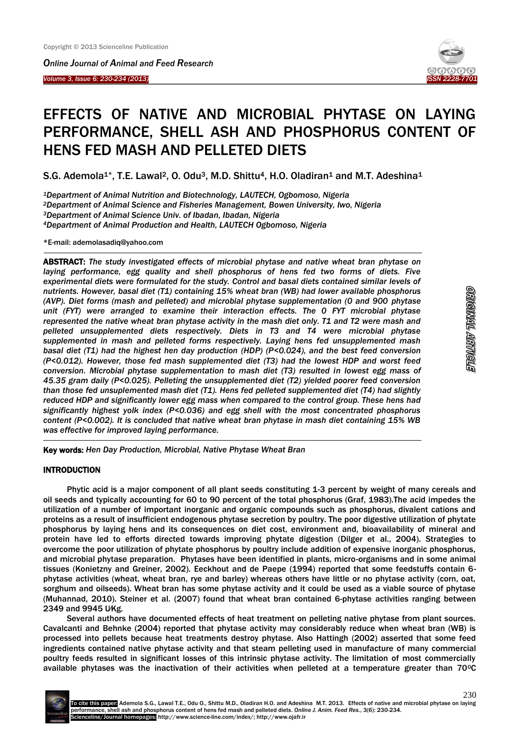# EFFECTS OF NATIVE AND MICROBIAL PHYTASE ON LAYING PERFORMANCE, SHELL ASH AND PHOSPHORUS CONTENT OF HENS FED MASH AND PELLETED DIETS

S.G. Ademola[1]*, T.E. Lawal[2], O. Odu[3], M.D. Shittu[4], H.O. Oladiran[1] and M.T. Adeshina[1]

[1]*Department of Animal Nutrition and Biotechnology, LAUTECH, Ogbomoso, Nigeria*
[2]*Department of Animal Science and Fisheries Management, Bowen University, Iwo, Nigeria*
[3]*Department of Animal Science Univ. of Ibadan, Ibadan, Nigeria*
[4]*Department of Animal Production and Health, LAUTECH Ogbomoso, Nigeria*

*E-mail: ademolasadiq@yahoo.com

**ABSTRACT:** *The study investigated effects of microbial phytase and native wheat bran phytase on laying performance, egg quality and shell phosphorus of hens fed two forms of diets. Five experimental diets were formulated for the study. Control and basal diets contained similar levels of nutrients. However, basal diet (T1) containing 15% wheat bran (WB) had lower available phosphorus (AVP). Diet forms (mash and pelleted) and microbial phytase supplementation (0 and 900 phytase unit (FYT) were arranged to examine their interaction effects. The 0 FYT microbial phytase represented the native wheat bran phytase activity in the mash diet only. T1 and T2 were mash and pelleted unsupplemented diets respectively. Diets in T3 and T4 were microbial phytase supplemented in mash and pelleted forms respectively. Laying hens fed unsupplemented mash basal diet (T1) had the highest hen day production (HDP) (P<0.024), and the best feed conversion (P<0.012). However, those fed mash supplemented diet (T3) had the lowest HDP and worst feed conversion. Microbial phytase supplementation to mash diet (T3) resulted in lowest egg mass of 45.35 gram daily (P<0.025). Pelleting the unsupplemented diet (T2) yielded poorer feed conversion than those fed unsuplemented mash diet (T1). Hens fed pelleted supplemented diet (T4) had slightly reduced HDP and significantly lower egg mass when compared to the control group. These hens had significantly highest yolk index (P<0.036) and egg shell with the most concentrated phosphorus content (P<0.002). It is concluded that native wheat bran phytase in mash diet containing 15% WB was effective for improved laying performance.*

**Key words:** *Hen Day Production, Microbial, Native Phytase Wheat Bran*

## INTRODUCTION

Phytic acid is a major component of all plant seeds constituting 1-3 percent by weight of many cereals and oil seeds and typically accounting for 60 to 90 percent of the total phosphorus (Graf, 1983).The acid impedes the utilization of a number of important inorganic and organic compounds such as phosphorus, divalent cations and proteins as a result of insufficient endogenous phytase secretion by poultry. The poor digestive utilization of phytate phosphorus by laying hens and its consequences on diet cost, environment and, bioavailability of mineral and protein have led to efforts directed towards improving phytate digestion (Dilger et al., 2004). Strategies to overcome the poor utilization of phytate phosphorus by poultry include addition of expensive inorganic phosphorus, and microbial phytase preparation. Phytases have been identified in plants, micro-organisms and in some animal tissues (Konietzny and Greiner, 2002). Eeckhout and de Paepe (1994) reported that some feedstuffs contain 6-phytase activities (wheat, wheat bran, rye and barley) whereas others have little or no phytase activity (corn, oat, sorghum and oilseeds). Wheat bran has some phytase activity and it could be used as a viable source of phytase (Muhannad, 2010). Steiner et al. (2007) found that wheat bran contained 6-phytase activities ranging between 2349 and 9945 U/Kg.

Several authors have documented effects of heat treatment on pelleting native phytase from plant sources. Cavalcanti and Behnke (2004) reported that phytase activity may considerably reduce when wheat bran (WB) is processed into pellets because heat treatments destroy phytase. Also Hattingh (2002) asserted that some feed ingredients contained native phytase activity and that steam pelleting used in manufacture of many commercial poultry feeds resulted in significant losses of this intrinsic phytase activity. The limitation of most commercially available phytases was the inactivation of their activities when pelleted at a temperature greater than 70°C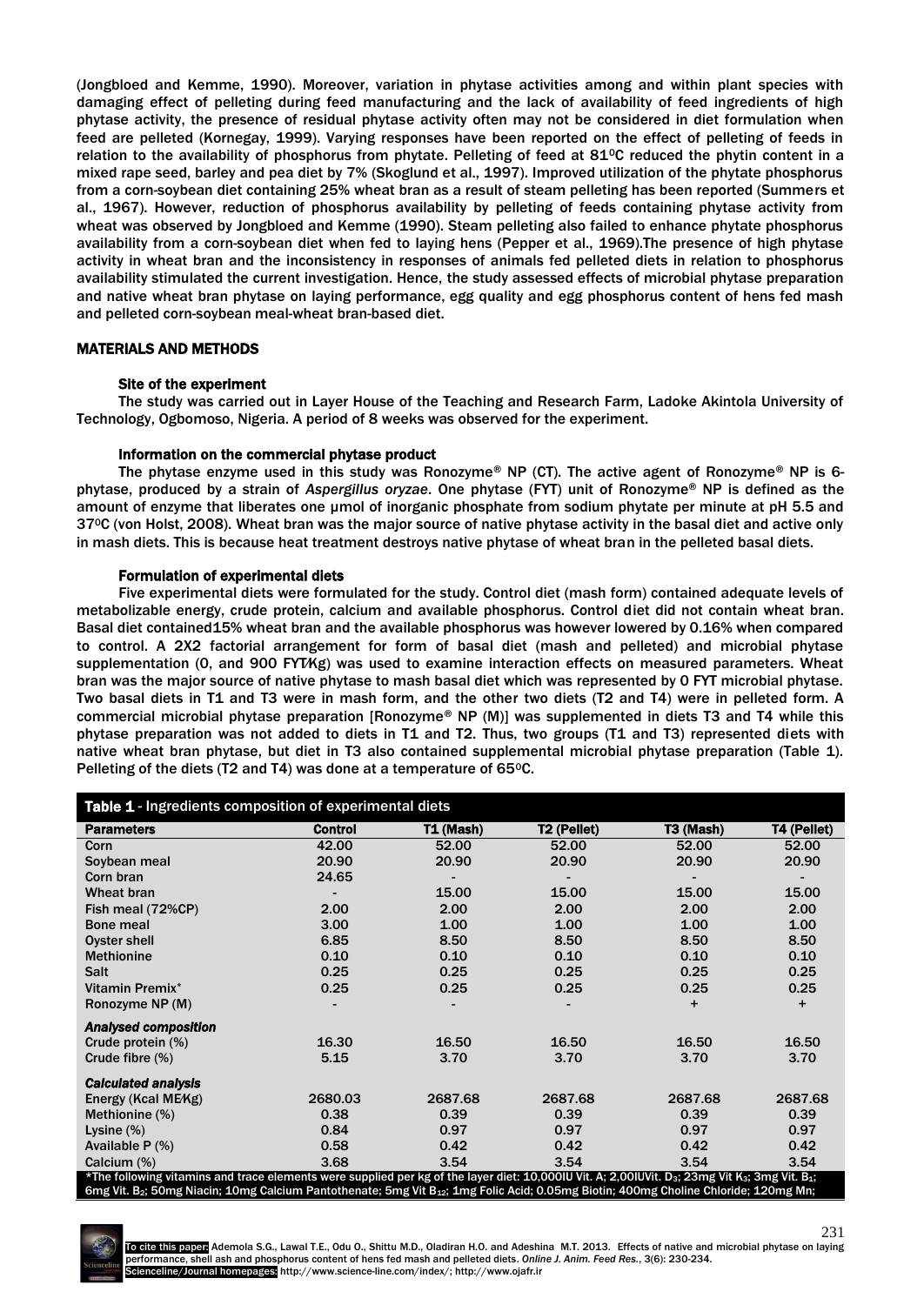(Jongbloed and Kemme, 1990). Moreover, variation in phytase activities among and within plant species with damaging effect of pelleting during feed manufacturing and the lack of availability of feed ingredients of high phytase activity, the presence of residual phytase activity often may not be considered in diet formulation when feed are pelleted (Kornegay, 1999). Varying responses have been reported on the effect of pelleting of feeds in relation to the availability of phosphorus from phytate. Pelleting of feed at 81$^{0}$C reduced the phytin content in a mixed rape seed, barley and pea diet by 7% (Skoglund et al., 1997). Improved utilization of the phytate phosphorus from a corn-soybean diet containing 25% wheat bran as a result of steam pelleting has been reported (Summers et al., 1967). However, reduction of phosphorus availability by pelleting of feeds containing phytase activity from wheat was observed by Jongbloed and Kemme (1990). Steam pelleting also failed to enhance phytate phosphorus availability from a corn-soybean diet when fed to laying hens (Pepper et al., 1969).The presence of high phytase activity in wheat bran and the inconsistency in responses of animals fed pelleted diets in relation to phosphorus availability stimulated the current investigation. Hence, the study assessed effects of microbial phytase preparation and native wheat bran phytase on laying performance, egg quality and egg phosphorus content of hens fed mash and pelleted corn-soybean meal-wheat bran-based diet.

## MATERIALS AND METHODS

### Site of the experiment

The study was carried out in Layer House of the Teaching and Research Farm, Ladoke Akintola University of Technology, Ogbomoso, Nigeria. A period of 8 weeks was observed for the experiment.

### Information on the commercial phytase product

The phytase enzyme used in this study was Ronozyme® NP (CT). The active agent of Ronozyme® NP is 6-phytase, produced by a strain of *Aspergillus oryzae*. One phytase (FYT) unit of Ronozyme® NP is defined as the amount of enzyme that liberates one µmol of inorganic phosphate from sodium phytate per minute at pH 5.5 and 37$^{0}$C (von Holst, 2008). Wheat bran was the major source of native phytase activity in the basal diet and active only in mash diets. This is because heat treatment destroys native phytase of wheat bran in the pelleted basal diets.

### Formulation of experimental diets

Five experimental diets were formulated for the study. Control diet (mash form) contained adequate levels of metabolizable energy, crude protein, calcium and available phosphorus. Control diet did not contain wheat bran. Basal diet contained15% wheat bran and the available phosphorus was however lowered by 0.16% when compared to control. A 2X2 factorial arrangement for form of basal diet (mash and pelleted) and microbial phytase supplementation (0, and 900 FYT/Kg) was used to examine interaction effects on measured parameters. Wheat bran was the major source of native phytase to mash basal diet which was represented by 0 FYT microbial phytase. Two basal diets in T1 and T3 were in mash form, and the other two diets (T2 and T4) were in pelleted form. A commercial microbial phytase preparation [Ronozyme® NP (M)] was supplemented in diets T3 and T4 while this phytase preparation was not added to diets in T1 and T2. Thus, two groups (T1 and T3) represented diets with native wheat bran phytase, but diet in T3 also contained supplemental microbial phytase preparation (Table 1). Pelleting of the diets (T2 and T4) was done at a temperature of 65$^{0}$C.

**Table 1** - Ingredients composition of experimental diets

| Parameters | Control | T1 (Mash) | T2 (Pellet) | T3 (Mash) | T4 (Pellet) |
|---|---|---|---|---|---|
| Corn | 42.00 | 52.00 | 52.00 | 52.00 | 52.00 |
| Soybean meal | 20.90 | 20.90 | 20.90 | 20.90 | 20.90 |
| Corn bran | 24.65 | - | - | - | - |
| Wheat bran | - | 15.00 | 15.00 | 15.00 | 15.00 |
| Fish meal (72%CP) | 2.00 | 2.00 | 2.00 | 2.00 | 2.00 |
| Bone meal | 3.00 | 1.00 | 1.00 | 1.00 | 1.00 |
| Oyster shell | 6.85 | 8.50 | 8.50 | 8.50 | 8.50 |
| Methionine | 0.10 | 0.10 | 0.10 | 0.10 | 0.10 |
| Salt | 0.25 | 0.25 | 0.25 | 0.25 | 0.25 |
| Vitamin Premix* | 0.25 | 0.25 | 0.25 | 0.25 | 0.25 |
| Ronozyme NP (M) | - | - | - | + | + |
| ***Analysed composition*** | | | | | |
| Crude protein (%) | 16.30 | 16.50 | 16.50 | 16.50 | 16.50 |
| Crude fibre (%) | 5.15 | 3.70 | 3.70 | 3.70 | 3.70 |
| ***Calculated analysis*** | | | | | |
| Energy (Kcal ME/Kg) | 2680.03 | 2687.68 | 2687.68 | 2687.68 | 2687.68 |
| Methionine (%) | 0.38 | 0.39 | 0.39 | 0.39 | 0.39 |
| Lysine (%) | 0.84 | 0.97 | 0.97 | 0.97 | 0.97 |
| Available P (%) | 0.58 | 0.42 | 0.42 | 0.42 | 0.42 |
| Calcium (%) | 3.68 | 3.54 | 3.54 | 3.54 | 3.54 |

*The following vitamins and trace elements were supplied per kg of the layer diet: 10,000IU Vit. A; 2,00IUVit. $D_3$; 23mg Vit $K_3$; 3mg Vit. $B_1$; 6mg Vit. $B_2$; 50mg Niacin; 10mg Calcium Pantothenate; 5mg Vit $B_{12}$; 1mg Folic Acid; 0.05mg Biotin; 400mg Choline Chloride; 120mg Mn;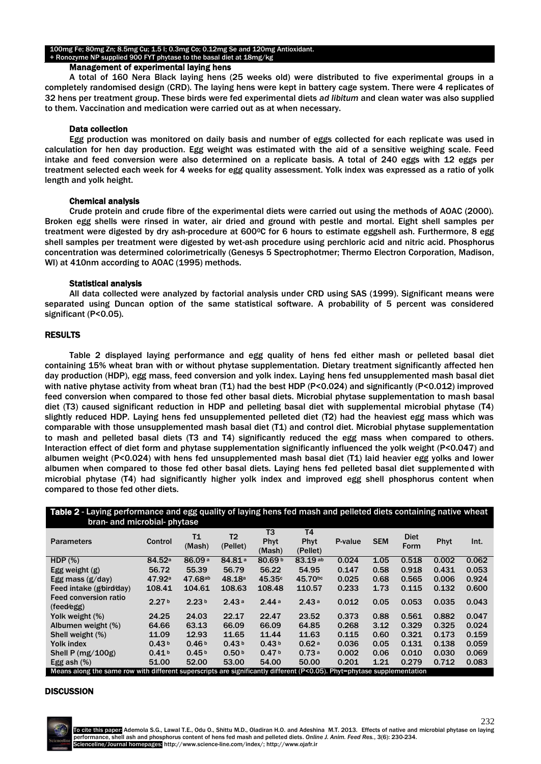100mg Fe; 80mg Zn; 8.5mg Cu; 1.5 I; 0.3mg Co; 0.12mg Se and 120mg Antioxidant.
+ Ronozyme NP supplied 900 FYT phytase to the basal diet at 18mg/kg

### Management of experimental laying hens

A total of 160 Nera Black laying hens (25 weeks old) were distributed to five experimental groups in a completely randomised design (CRD). The laying hens were kept in battery cage system. There were 4 replicates of 32 hens per treatment group. These birds were fed experimental diets *ad libitum* and clean water was also supplied to them. Vaccination and medication were carried out as at when necessary.

### Data collection

Egg production was monitored on daily basis and number of eggs collected for each replicate was used in calculation for hen day production. Egg weight was estimated with the aid of a sensitive weighing scale. Feed intake and feed conversion were also determined on a replicate basis. A total of 240 eggs with 12 eggs per treatment selected each week for 4 weeks for egg quality assessment. Yolk index was expressed as a ratio of yolk length and yolk height.

### Chemical analysis

Crude protein and crude fibre of the experimental diets were carried out using the methods of AOAC (2000). Broken egg shells were rinsed in water, air dried and ground with pestle and mortal. Eight shell samples per treatment were digested by dry ash-procedure at 600$^0$C for 6 hours to estimate eggshell ash. Furthermore, 8 egg shell samples per treatment were digested by wet-ash procedure using perchloric acid and nitric acid. Phosphorus concentration was determined colorimetrically (Genesys 5 Spectrophotmer; Thermo Electron Corporation, Madison, WI) at 410nm according to AOAC (1995) methods.

### Statistical analysis

All data collected were analyzed by factorial analysis under CRD using SAS (1999). Significant means were separated using Duncan option of the same statistical software. A probability of 5 percent was considered significant (P<0.05).

## RESULTS

Table 2 displayed laying performance and egg quality of hens fed either mash or pelleted basal diet containing 15% wheat bran with or without phytase supplementation. Dietary treatment significantly affected hen day production (HDP), egg mass, feed conversion and yolk index. Laying hens fed unsupplemented mash basal diet with native phytase activity from wheat bran (T1) had the best HDP (P<0.024) and significantly (P<0.012) improved feed conversion when compared to those fed other basal diets. Microbial phytase supplementation to mash basal diet (T3) caused significant reduction in HDP and pelleting basal diet with supplemental microbial phytase (T4) slightly reduced HDP. Laying hens fed unsupplemented pelleted diet (T2) had the heaviest egg mass which was comparable with those unsupplemented mash basal diet (T1) and control diet. Microbial phytase supplementation to mash and pelleted basal diets (T3 and T4) significantly reduced the egg mass when compared to others. Interaction effect of diet form and phytase supplementation significantly influenced the yolk weight (P<0.047) and albumen weight (P<0.024) with hens fed unsupplemented mash basal diet (T1) laid heavier egg yolks and lower albumen when compared to those fed other basal diets. Laying hens fed pelleted basal diet supplemented with microbial phytase (T4) had significantly higher yolk index and improved egg shell phosphorus content when compared to those fed other diets.

**Table 2** - Laying performance and egg quality of laying hens fed mash and pelleted diets containing native wheat bran- and microbial- phytase

| Parameters | Control | T1 (Mash) | T2 (Pellet) | T3 Phyt (Mash) | T4 Phyt (Pellet) | P-value | SEM | Diet Form | Phyt | Int. |
|---|---|---|---|---|---|---|---|---|---|---|
| HDP (%) | 84.52$^a$ | 86.09$^a$ | 84.81$^a$ | 80.69$^b$ | 83.19$^{ab}$ | 0.024 | 1.05 | 0.518 | 0.002 | 0.062 |
| Egg weight (g) | 56.72 | 55.39 | 56.79 | 56.22 | 54.95 | 0.147 | 0.58 | 0.918 | 0.431 | 0.053 |
| Egg mass (g/day) | 47.92$^a$ | 47.68$^{ab}$ | 48.18$^a$ | 45.35$^c$ | 45.70$^{bc}$ | 0.025 | 0.68 | 0.565 | 0.006 | 0.924 |
| Feed intake (g/bird/day) | 108.41 | 104.61 | 108.63 | 108.48 | 110.57 | 0.233 | 1.73 | 0.115 | 0.132 | 0.600 |
| Feed conversion ratio (feed/egg) | 2.27$^b$ | 2.23$^b$ | 2.43$^a$ | 2.44$^a$ | 2.43$^a$ | 0.012 | 0.05 | 0.053 | 0.035 | 0.043 |
| Yolk weight (%) | 24.25 | 24.03 | 22.17 | 22.47 | 23.52 | 0.373 | 0.88 | 0.561 | 0.882 | 0.047 |
| Albumen weight (%) | 64.66 | 63.13 | 66.09 | 66.09 | 64.85 | 0.268 | 3.12 | 0.329 | 0.325 | 0.024 |
| Shell weight (%) | 11.09 | 12.93 | 11.65 | 11.44 | 11.63 | 0.115 | 0.60 | 0.321 | 0.173 | 0.159 |
| Yolk index | 0.43$^b$ | 0.46$^b$ | 0.43$^b$ | 0.43$^b$ | 0.62$^a$ | 0.036 | 0.05 | 0.131 | 0.138 | 0.059 |
| Shell P (mg/100g) | 0.41$^b$ | 0.45$^b$ | 0.50$^b$ | 0.47$^b$ | 0.73$^a$ | 0.002 | 0.06 | 0.010 | 0.030 | 0.069 |
| Egg ash (%) | 51.00 | 52.00 | 53.00 | 54.00 | 50.00 | 0.201 | 1.21 | 0.279 | 0.712 | 0.083 |

Means along the same row with different superscripts are significantly different (P<0.05). Phyt=phytase supplementation

## DISCUSSION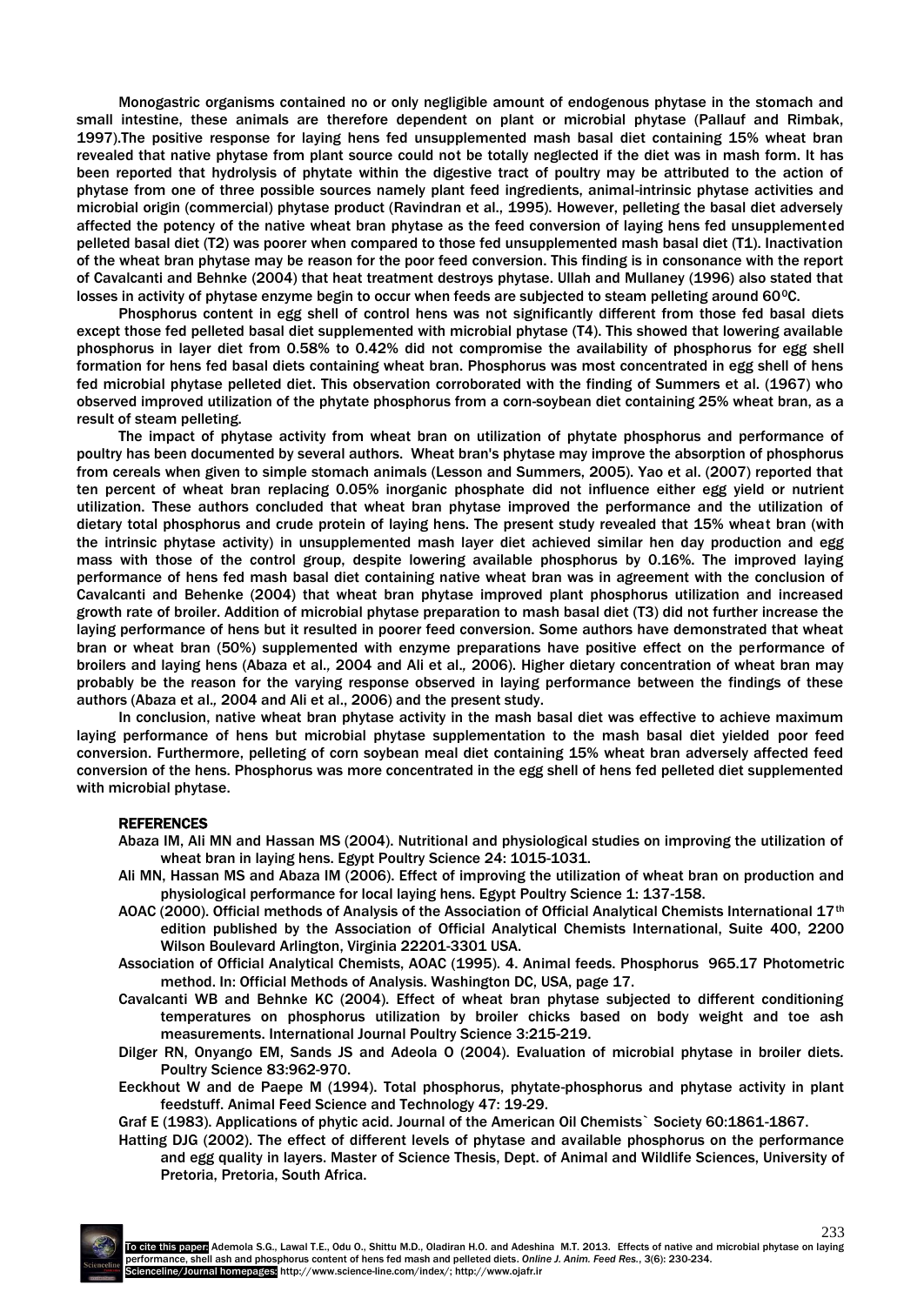Monogastric organisms contained no or only negligible amount of endogenous phytase in the stomach and small intestine, these animals are therefore dependent on plant or microbial phytase (Pallauf and Rimbak, 1997).The positive response for laying hens fed unsupplemented mash basal diet containing 15% wheat bran revealed that native phytase from plant source could not be totally neglected if the diet was in mash form. It has been reported that hydrolysis of phytate within the digestive tract of poultry may be attributed to the action of phytase from one of three possible sources namely plant feed ingredients, animal-intrinsic phytase activities and microbial origin (commercial) phytase product (Ravindran et al., 1995). However, pelleting the basal diet adversely affected the potency of the native wheat bran phytase as the feed conversion of laying hens fed unsupplemented pelleted basal diet (T2) was poorer when compared to those fed unsupplemented mash basal diet (T1). Inactivation of the wheat bran phytase may be reason for the poor feed conversion. This finding is in consonance with the report of Cavalcanti and Behnke (2004) that heat treatment destroys phytase. Ullah and Mullaney (1996) also stated that losses in activity of phytase enzyme begin to occur when feeds are subjected to steam pelleting around 60$^{0}$C.

Phosphorus content in egg shell of control hens was not significantly different from those fed basal diets except those fed pelleted basal diet supplemented with microbial phytase (T4). This showed that lowering available phosphorus in layer diet from 0.58% to 0.42% did not compromise the availability of phosphorus for egg shell formation for hens fed basal diets containing wheat bran. Phosphorus was most concentrated in egg shell of hens fed microbial phytase pelleted diet. This observation corroborated with the finding of Summers et al. (1967) who observed improved utilization of the phytate phosphorus from a corn-soybean diet containing 25% wheat bran, as a result of steam pelleting.

The impact of phytase activity from wheat bran on utilization of phytate phosphorus and performance of poultry has been documented by several authors. Wheat bran's phytase may improve the absorption of phosphorus from cereals when given to simple stomach animals (Lesson and Summers, 2005). Yao et al. (2007) reported that ten percent of wheat bran replacing 0.05% inorganic phosphate did not influence either egg yield or nutrient utilization. These authors concluded that wheat bran phytase improved the performance and the utilization of dietary total phosphorus and crude protein of laying hens. The present study revealed that 15% wheat bran (with the intrinsic phytase activity) in unsupplemented mash layer diet achieved similar hen day production and egg mass with those of the control group, despite lowering available phosphorus by 0.16%. The improved laying performance of hens fed mash basal diet containing native wheat bran was in agreement with the conclusion of Cavalcanti and Behenke (2004) that wheat bran phytase improved plant phosphorus utilization and increased growth rate of broiler. Addition of microbial phytase preparation to mash basal diet (T3) did not further increase the laying performance of hens but it resulted in poorer feed conversion. Some authors have demonstrated that wheat bran or wheat bran (50%) supplemented with enzyme preparations have positive effect on the performance of broilers and laying hens (Abaza et al., 2004 and Ali et al., 2006). Higher dietary concentration of wheat bran may probably be the reason for the varying response observed in laying performance between the findings of these authors (Abaza et al., 2004 and Ali et al., 2006) and the present study.

In conclusion, native wheat bran phytase activity in the mash basal diet was effective to achieve maximum laying performance of hens but microbial phytase supplementation to the mash basal diet yielded poor feed conversion. Furthermore, pelleting of corn soybean meal diet containing 15% wheat bran adversely affected feed conversion of the hens. Phosphorus was more concentrated in the egg shell of hens fed pelleted diet supplemented with microbial phytase.

## REFERENCES

Abaza IM, Ali MN and Hassan MS (2004). Nutritional and physiological studies on improving the utilization of wheat bran in laying hens. Egypt Poultry Science 24: 1015-1031.

Ali MN, Hassan MS and Abaza IM (2006). Effect of improving the utilization of wheat bran on production and physiological performance for local laying hens. Egypt Poultry Science 1: 137-158.

AOAC (2000). Official methods of Analysis of the Association of Official Analytical Chemists International 17$^{th}$ edition published by the Association of Official Analytical Chemists International, Suite 400, 2200 Wilson Boulevard Arlington, Virginia 22201-3301 USA.

Association of Official Analytical Chemists, AOAC (1995). 4. Animal feeds. Phosphorus 965.17 Photometric method. In: Official Methods of Analysis. Washington DC, USA, page 17.

Cavalcanti WB and Behnke KC (2004). Effect of wheat bran phytase subjected to different conditioning temperatures on phosphorus utilization by broiler chicks based on body weight and toe ash measurements. International Journal Poultry Science 3:215-219.

Dilger RN, Onyango EM, Sands JS and Adeola O (2004). Evaluation of microbial phytase in broiler diets. Poultry Science 83:962-970.

Eeckhout W and de Paepe M (1994). Total phosphorus, phytate-phosphorus and phytase activity in plant feedstuff. Animal Feed Science and Technology 47: 19-29.

Graf E (1983). Applications of phytic acid. Journal of the American Oil Chemists` Society 60:1861-1867.

Hatting DJG (2002). The effect of different levels of phytase and available phosphorus on the performance and egg quality in layers. Master of Science Thesis, Dept. of Animal and Wildlife Sciences, University of Pretoria, Pretoria, South Africa.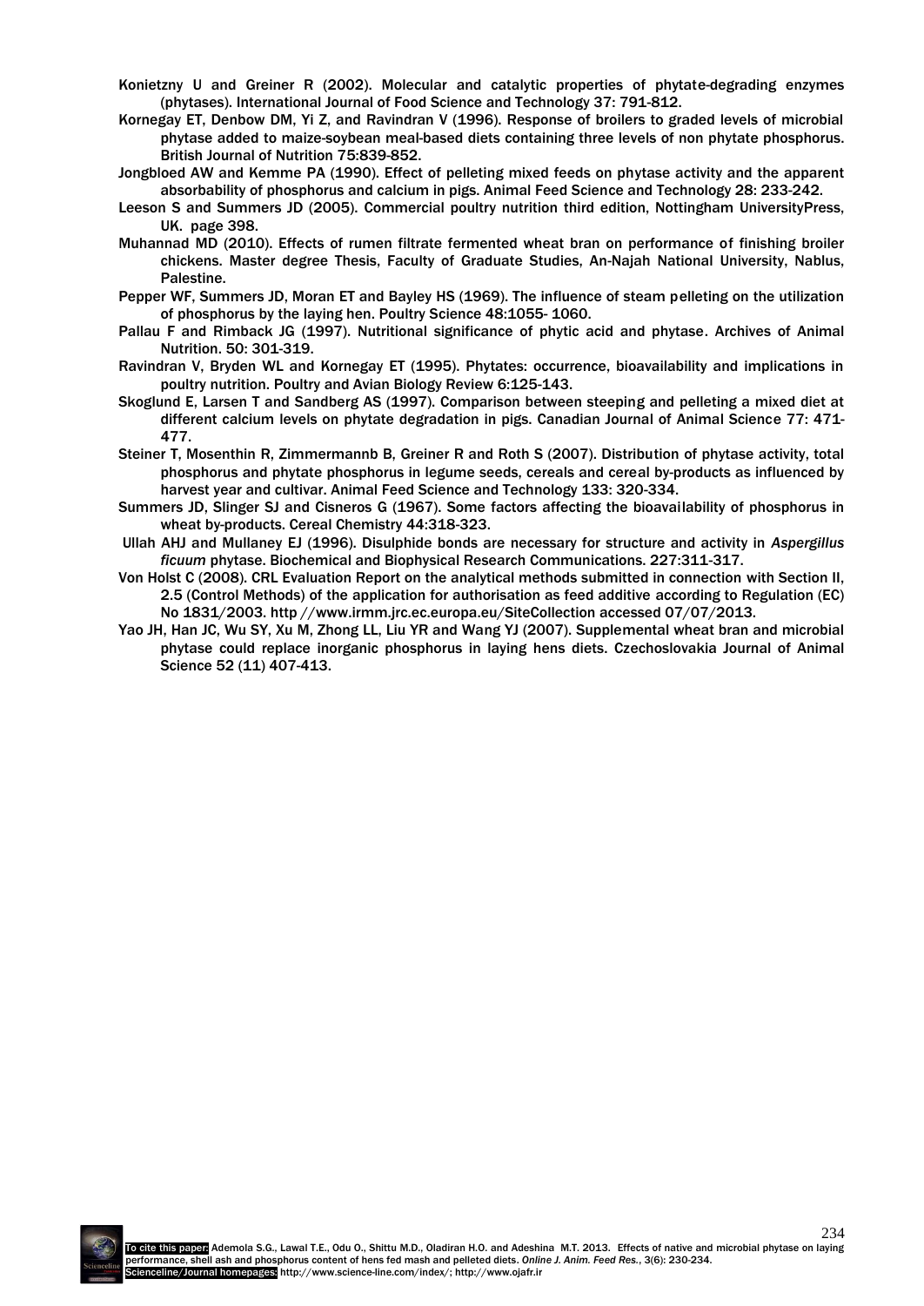Konietzny U and Greiner R (2002). Molecular and catalytic properties of phytate-degrading enzymes (phytases). International Journal of Food Science and Technology 37: 791-812.

Kornegay ET, Denbow DM, Yi Z, and Ravindran V (1996). Response of broilers to graded levels of microbial phytase added to maize-soybean meal-based diets containing three levels of non phytate phosphorus. British Journal of Nutrition 75:839-852.

Jongbloed AW and Kemme PA (1990). Effect of pelleting mixed feeds on phytase activity and the apparent absorbability of phosphorus and calcium in pigs. Animal Feed Science and Technology 28: 233-242.

Leeson S and Summers JD (2005). Commercial poultry nutrition third edition, Nottingham UniversityPress, UK. page 398.

Muhannad MD (2010). Effects of rumen filtrate fermented wheat bran on performance of finishing broiler chickens. Master degree Thesis, Faculty of Graduate Studies, An-Najah National University, Nablus, Palestine.

Pepper WF, Summers JD, Moran ET and Bayley HS (1969). The influence of steam pelleting on the utilization of phosphorus by the laying hen. Poultry Science 48:1055- 1060.

Pallau F and Rimback JG (1997). Nutritional significance of phytic acid and phytase. Archives of Animal Nutrition. 50: 301-319.

Ravindran V, Bryden WL and Kornegay ET (1995). Phytates: occurrence, bioavailability and implications in poultry nutrition. Poultry and Avian Biology Review 6:125-143.

Skoglund E, Larsen T and Sandberg AS (1997). Comparison between steeping and pelleting a mixed diet at different calcium levels on phytate degradation in pigs. Canadian Journal of Animal Science 77: 471-477.

Steiner T, Mosenthin R, Zimmermannb B, Greiner R and Roth S (2007). Distribution of phytase activity, total phosphorus and phytate phosphorus in legume seeds, cereals and cereal by-products as influenced by harvest year and cultivar. Animal Feed Science and Technology 133: 320-334.

Summers JD, Slinger SJ and Cisneros G (1967). Some factors affecting the bioavailability of phosphorus in wheat by-products. Cereal Chemistry 44:318-323.

Ullah AHJ and Mullaney EJ (1996). Disulphide bonds are necessary for structure and activity in *Aspergillus ficuum* phytase. Biochemical and Biophysical Research Communications. 227:311-317.

Von Holst C (2008). CRL Evaluation Report on the analytical methods submitted in connection with Section II, 2.5 (Control Methods) of the application for authorisation as feed additive according to Regulation (EC) No 1831/2003. http //www.irmm.jrc.ec.europa.eu/SiteCollection accessed 07/07/2013.

Yao JH, Han JC, Wu SY, Xu M, Zhong LL, Liu YR and Wang YJ (2007). Supplemental wheat bran and microbial phytase could replace inorganic phosphorus in laying hens diets. Czechoslovakia Journal of Animal Science 52 (11) 407-413.